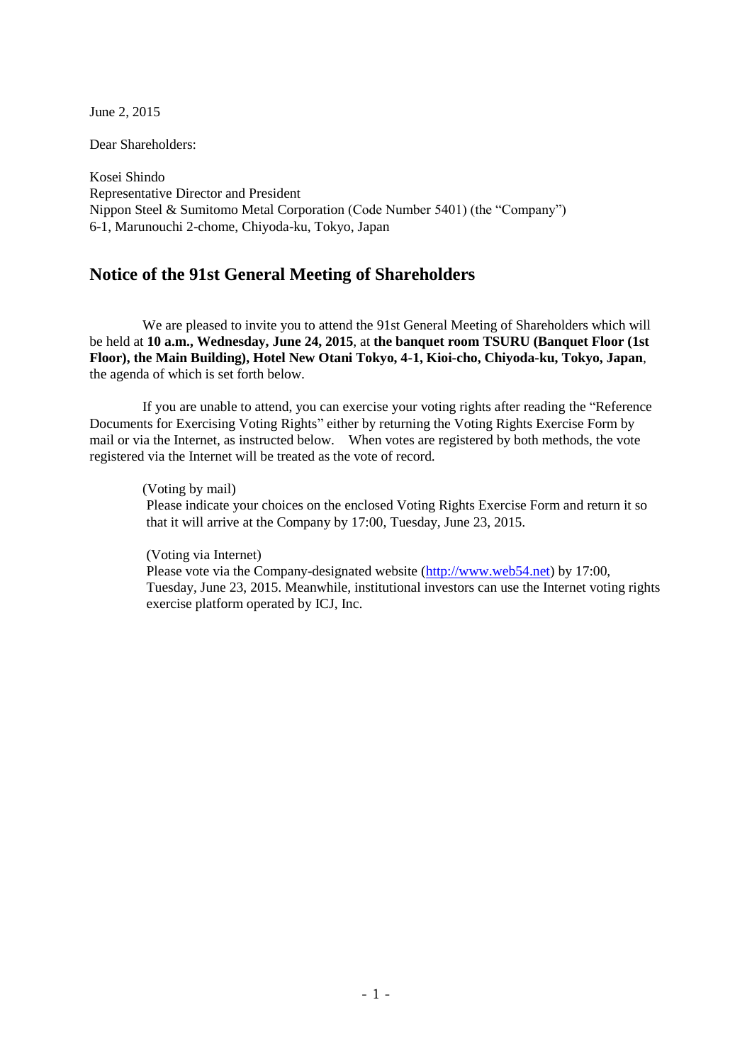June 2, 2015

Dear Shareholders:

Kosei Shindo
Representative Director and President
Nippon Steel & Sumitomo Metal Corporation (Code Number 5401) (the "Company")
6-1, Marunouchi 2-chome, Chiyoda-ku, Tokyo, Japan

## Notice of the 91st General Meeting of Shareholders

We are pleased to invite you to attend the 91st General Meeting of Shareholders which will be held at **10 a.m., Wednesday, June 24, 2015**, at **the banquet room TSURU (Banquet Floor (1st Floor), the Main Building), Hotel New Otani Tokyo, 4-1, Kioi-cho, Chiyoda-ku, Tokyo, Japan**, the agenda of which is set forth below.

If you are unable to attend, you can exercise your voting rights after reading the "Reference Documents for Exercising Voting Rights" either by returning the Voting Rights Exercise Form by mail or via the Internet, as instructed below. When votes are registered by both methods, the vote registered via the Internet will be treated as the vote of record.

(Voting by mail)
Please indicate your choices on the enclosed Voting Rights Exercise Form and return it so that it will arrive at the Company by 17:00, Tuesday, June 23, 2015.

(Voting via Internet)
Please vote via the Company-designated website (http://www.web54.net) by 17:00, Tuesday, June 23, 2015. Meanwhile, institutional investors can use the Internet voting rights exercise platform operated by ICJ, Inc.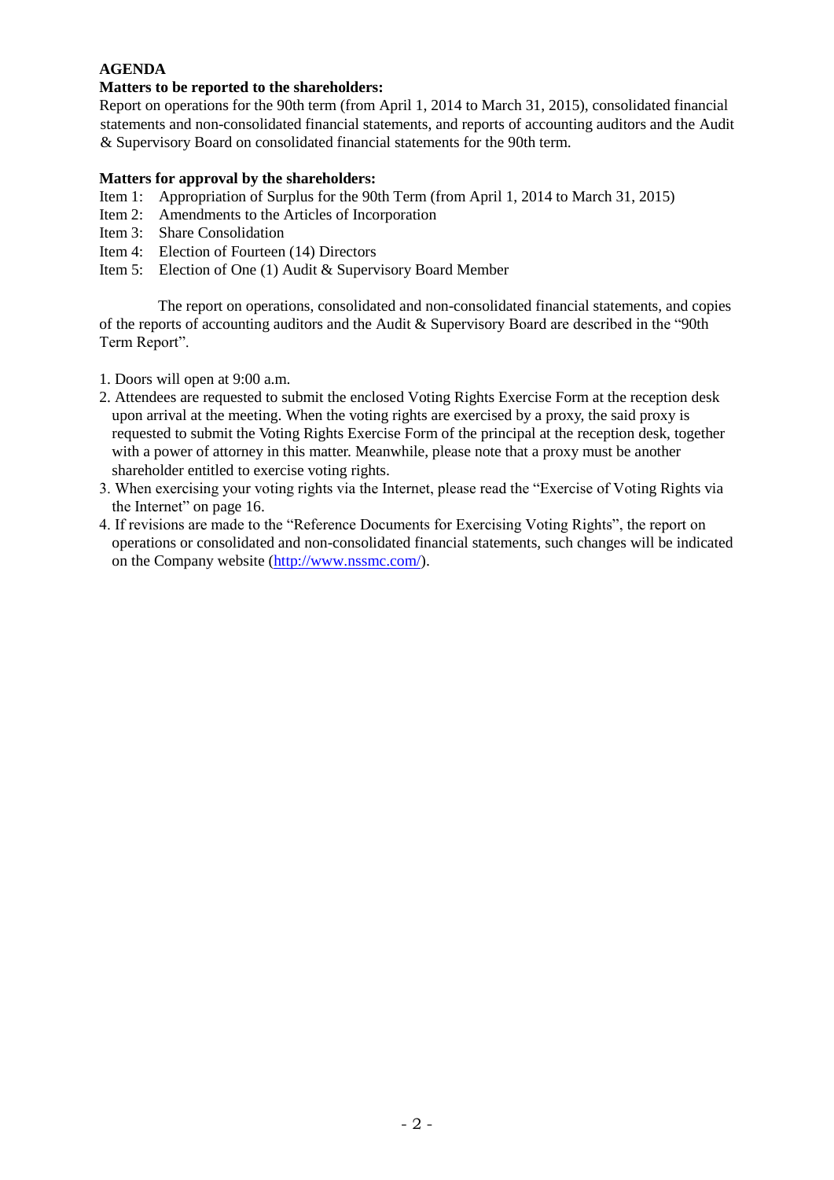**AGENDA**

**Matters to be reported to the shareholders:**

Report on operations for the 90th term (from April 1, 2014 to March 31, 2015), consolidated financial statements and non-consolidated financial statements, and reports of accounting auditors and the Audit & Supervisory Board on consolidated financial statements for the 90th term.

**Matters for approval by the shareholders:**

Item 1: Appropriation of Surplus for the 90th Term (from April 1, 2014 to March 31, 2015)
Item 2: Amendments to the Articles of Incorporation
Item 3: Share Consolidation
Item 4: Election of Fourteen (14) Directors
Item 5: Election of One (1) Audit & Supervisory Board Member

The report on operations, consolidated and non-consolidated financial statements, and copies of the reports of accounting auditors and the Audit & Supervisory Board are described in the "90th Term Report".

1. Doors will open at 9:00 a.m.
2. Attendees are requested to submit the enclosed Voting Rights Exercise Form at the reception desk upon arrival at the meeting. When the voting rights are exercised by a proxy, the said proxy is requested to submit the Voting Rights Exercise Form of the principal at the reception desk, together with a power of attorney in this matter. Meanwhile, please note that a proxy must be another shareholder entitled to exercise voting rights.
3. When exercising your voting rights via the Internet, please read the "Exercise of Voting Rights via the Internet" on page 16.
4. If revisions are made to the "Reference Documents for Exercising Voting Rights", the report on operations or consolidated and non-consolidated financial statements, such changes will be indicated on the Company website (http://www.nssmc.com/).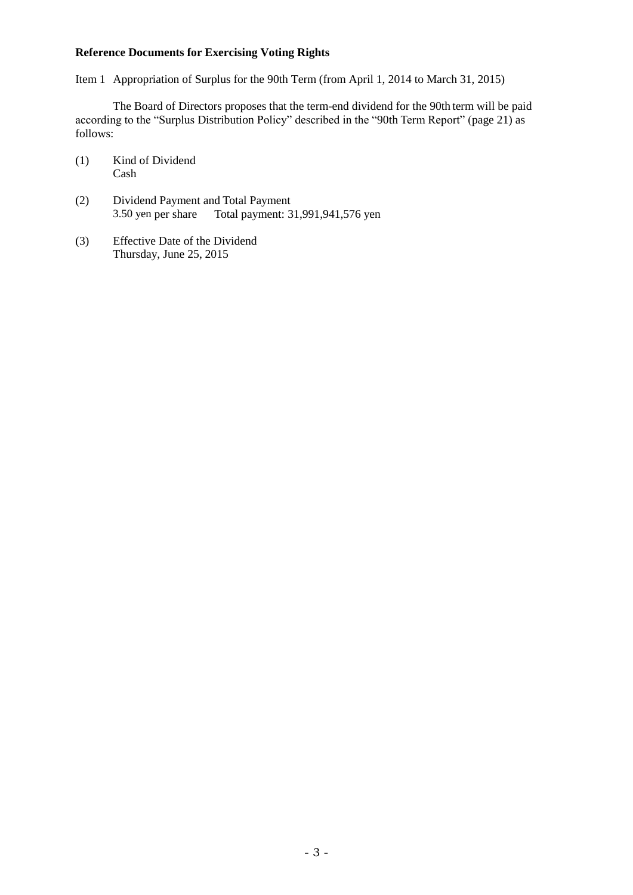**Reference Documents for Exercising Voting Rights**

Item 1 Appropriation of Surplus for the 90th Term (from April 1, 2014 to March 31, 2015)

The Board of Directors proposes that the term-end dividend for the 90th term will be paid according to the "Surplus Distribution Policy" described in the "90th Term Report" (page 21) as follows:

(1) Kind of Dividend
Cash

(2) Dividend Payment and Total Payment
3.50 yen per share Total payment: 31,991,941,576 yen

(3) Effective Date of the Dividend
Thursday, June 25, 2015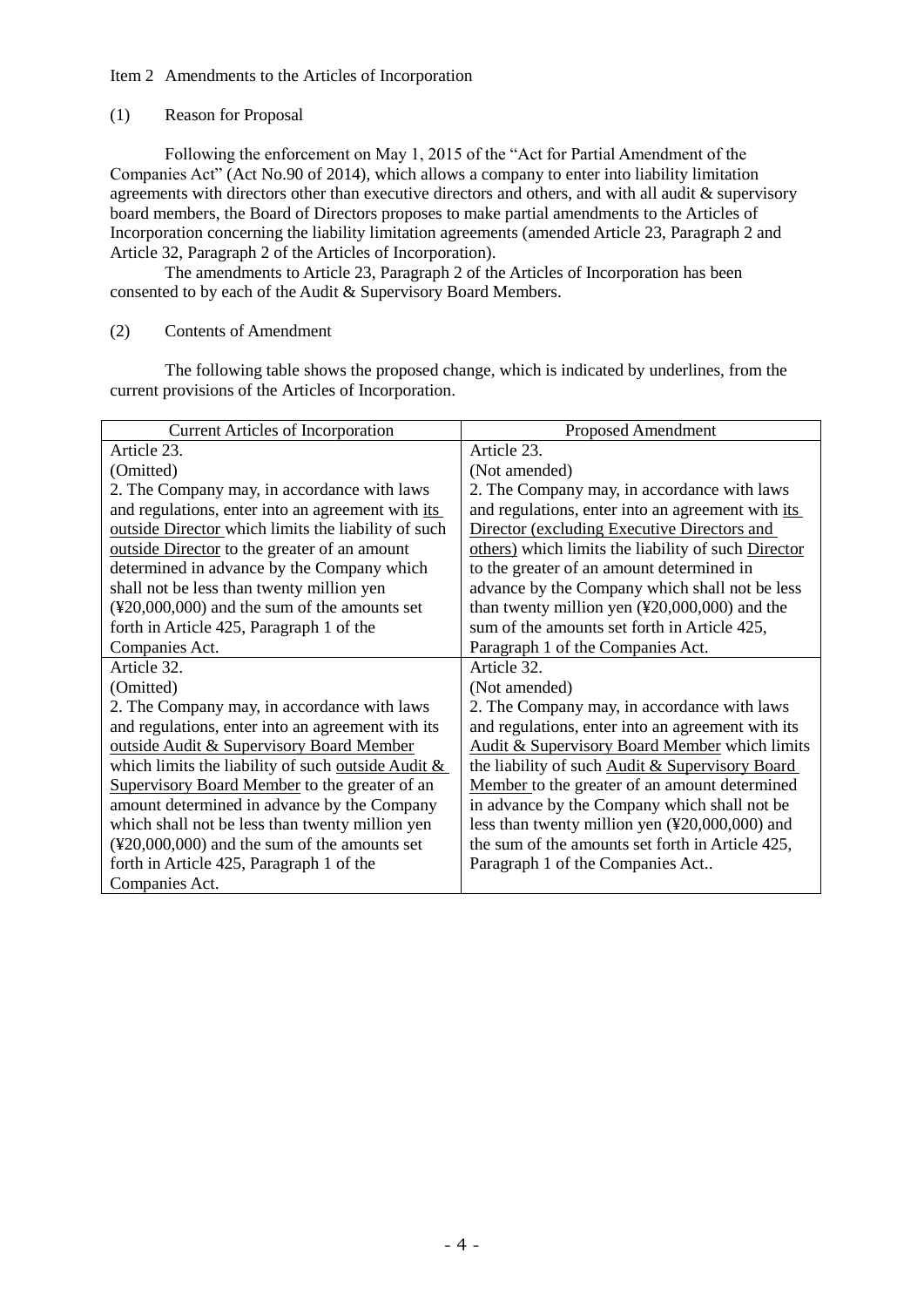Item 2 Amendments to the Articles of Incorporation

(1) Reason for Proposal

Following the enforcement on May 1, 2015 of the "Act for Partial Amendment of the Companies Act" (Act No.90 of 2014), which allows a company to enter into liability limitation agreements with directors other than executive directors and others, and with all audit & supervisory board members, the Board of Directors proposes to make partial amendments to the Articles of Incorporation concerning the liability limitation agreements (amended Article 23, Paragraph 2 and Article 32, Paragraph 2 of the Articles of Incorporation).

The amendments to Article 23, Paragraph 2 of the Articles of Incorporation has been consented to by each of the Audit & Supervisory Board Members.

(2) Contents of Amendment

The following table shows the proposed change, which is indicated by underlines, from the current provisions of the Articles of Incorporation.

| Current Articles of Incorporation | Proposed Amendment |
|---|---|
| Article 23.<br>(Omitted)<br>2. The Company may, in accordance with laws and regulations, enter into an agreement with <u>its outside Director</u> which limits the liability of such <u>outside Director</u> to the greater of an amount determined in advance by the Company which shall not be less than twenty million yen (¥20,000,000) and the sum of the amounts set forth in Article 425, Paragraph 1 of the Companies Act. | Article 23.<br>(Not amended)<br>2. The Company may, in accordance with laws and regulations, enter into an agreement with <u>its Director (excluding Executive Directors and others)</u> which limits the liability of such <u>Director</u> to the greater of an amount determined in advance by the Company which shall not be less than twenty million yen (¥20,000,000) and the sum of the amounts set forth in Article 425, Paragraph 1 of the Companies Act. |
| Article 32.<br>(Omitted)<br>2. The Company may, in accordance with laws and regulations, enter into an agreement with its <u>outside Audit & Supervisory Board Member</u> which limits the liability of such <u>outside Audit & Supervisory Board Member</u> to the greater of an amount determined in advance by the Company which shall not be less than twenty million yen (¥20,000,000) and the sum of the amounts set forth in Article 425, Paragraph 1 of the Companies Act. | Article 32.<br>(Not amended)<br>2. The Company may, in accordance with laws and regulations, enter into an agreement with its <u>Audit & Supervisory Board Member</u> which limits the liability of such <u>Audit & Supervisory Board Member</u> to the greater of an amount determined in advance by the Company which shall not be less than twenty million yen (¥20,000,000) and the sum of the amounts set forth in Article 425, Paragraph 1 of the Companies Act.. |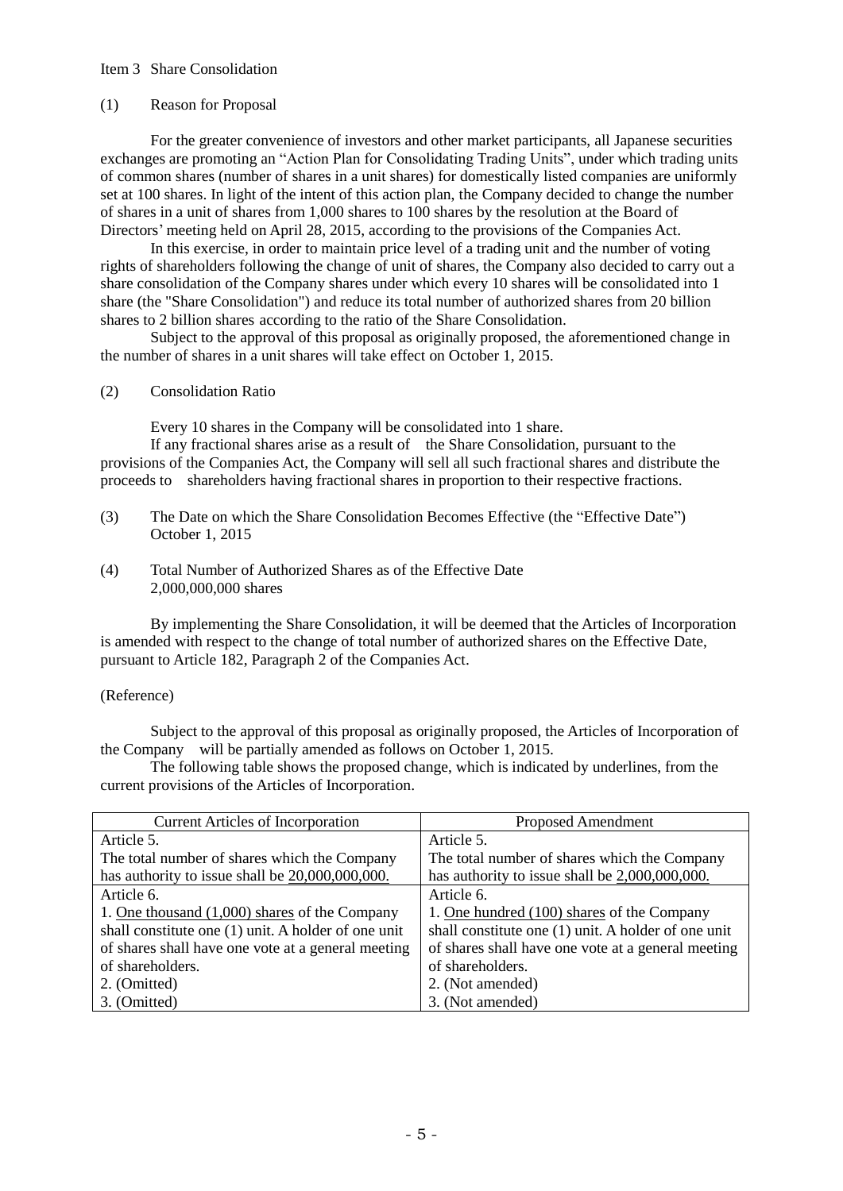Item 3 Share Consolidation

(1) Reason for Proposal

For the greater convenience of investors and other market participants, all Japanese securities exchanges are promoting an "Action Plan for Consolidating Trading Units", under which trading units of common shares (number of shares in a unit shares) for domestically listed companies are uniformly set at 100 shares. In light of the intent of this action plan, the Company decided to change the number of shares in a unit of shares from 1,000 shares to 100 shares by the resolution at the Board of Directors' meeting held on April 28, 2015, according to the provisions of the Companies Act.

In this exercise, in order to maintain price level of a trading unit and the number of voting rights of shareholders following the change of unit of shares, the Company also decided to carry out a share consolidation of the Company shares under which every 10 shares will be consolidated into 1 share (the "Share Consolidation") and reduce its total number of authorized shares from 20 billion shares to 2 billion shares according to the ratio of the Share Consolidation.

Subject to the approval of this proposal as originally proposed, the aforementioned change in the number of shares in a unit shares will take effect on October 1, 2015.

(2) Consolidation Ratio

Every 10 shares in the Company will be consolidated into 1 share.

If any fractional shares arise as a result of the Share Consolidation, pursuant to the provisions of the Companies Act, the Company will sell all such fractional shares and distribute the proceeds to shareholders having fractional shares in proportion to their respective fractions.

(3) The Date on which the Share Consolidation Becomes Effective (the "Effective Date")
October 1, 2015

(4) Total Number of Authorized Shares as of the Effective Date
2,000,000,000 shares

By implementing the Share Consolidation, it will be deemed that the Articles of Incorporation is amended with respect to the change of total number of authorized shares on the Effective Date, pursuant to Article 182, Paragraph 2 of the Companies Act.

(Reference)

Subject to the approval of this proposal as originally proposed, the Articles of Incorporation of the Company will be partially amended as follows on October 1, 2015.

The following table shows the proposed change, which is indicated by underlines, from the current provisions of the Articles of Incorporation.

| Current Articles of Incorporation | Proposed Amendment |
|---|---|
| Article 5.<br>The total number of shares which the Company has authority to issue shall be <u>20,000,000,000.</u> | Article 5.<br>The total number of shares which the Company has authority to issue shall be <u>2,000,000,000.</u> |
| Article 6.<br>1. <u>One thousand (1,000) shares</u> of the Company shall constitute one (1) unit. A holder of one unit of shares shall have one vote at a general meeting of shareholders.<br>2. (Omitted)<br>3. (Omitted) | Article 6.<br>1. <u>One hundred (100) shares</u> of the Company shall constitute one (1) unit. A holder of one unit of shares shall have one vote at a general meeting of shareholders.<br>2. (Not amended)<br>3. (Not amended) |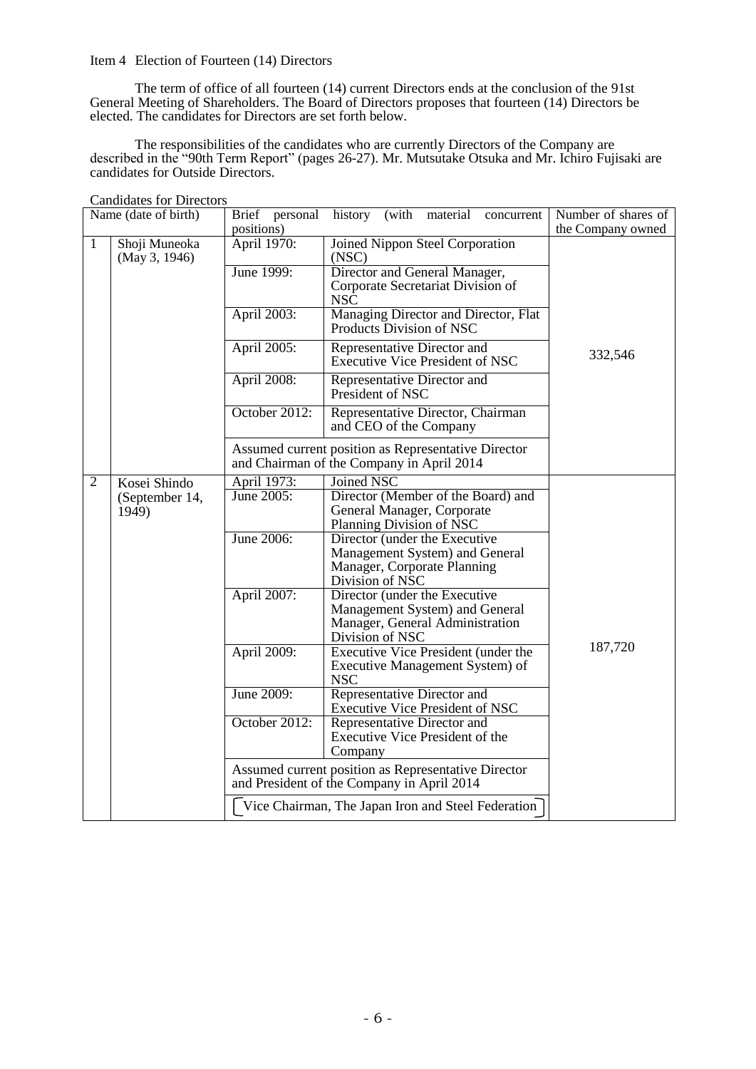Item 4 Election of Fourteen (14) Directors

The term of office of all fourteen (14) current Directors ends at the conclusion of the 91st General Meeting of Shareholders. The Board of Directors proposes that fourteen (14) Directors be elected. The candidates for Directors are set forth below.

The responsibilities of the candidates who are currently Directors of the Company are described in the "90th Term Report" (pages 26-27). Mr. Mutsutake Otsuka and Mr. Ichiro Fujisaki are candidates for Outside Directors.

Candidates for Directors

| | Name (date of birth) | Brief personal history (with material concurrent positions) | | Number of shares of the Company owned |
|---|---|---|---|---|
| 1 | Shoji Muneoka (May 3, 1946) | April 1970: | Joined Nippon Steel Corporation (NSC) | 332,546 |
| | | June 1999: | Director and General Manager, Corporate Secretariat Division of NSC | |
| | | April 2003: | Managing Director and Director, Flat Products Division of NSC | |
| | | April 2005: | Representative Director and Executive Vice President of NSC | |
| | | April 2008: | Representative Director and President of NSC | |
| | | October 2012: | Representative Director, Chairman and CEO of the Company | |
| | | Assumed current position as Representative Director and Chairman of the Company in April 2014 | | |
| 2 | Kosei Shindo (September 14, 1949) | April 1973: | Joined NSC | 187,720 |
| | | June 2005: | Director (Member of the Board) and General Manager, Corporate Planning Division of NSC | |
| | | June 2006: | Director (under the Executive Management System) and General Manager, Corporate Planning Division of NSC | |
| | | April 2007: | Director (under the Executive Management System) and General Manager, General Administration Division of NSC | |
| | | April 2009: | Executive Vice President (under the Executive Management System) of NSC | |
| | | June 2009: | Representative Director and Executive Vice President of NSC | |
| | | October 2012: | Representative Director and Executive Vice President of the Company | |
| | | Assumed current position as Representative Director and President of the Company in April 2014 | | |
| | | [Vice Chairman, The Japan Iron and Steel Federation] | | |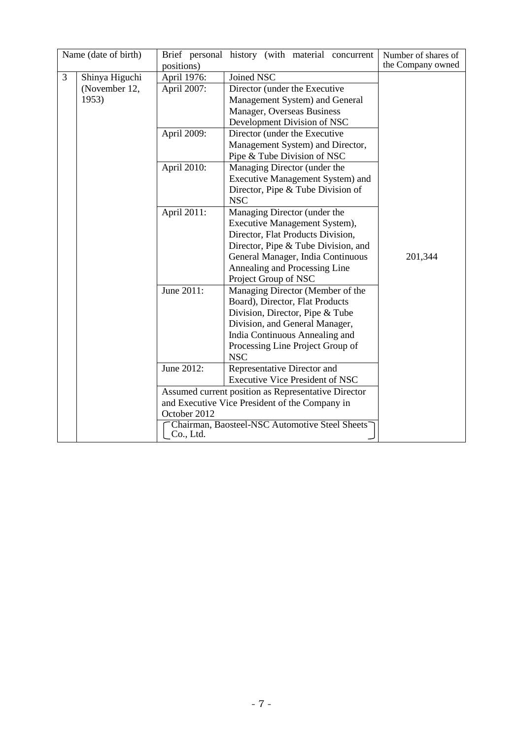| | Name (date of birth) | Brief personal history (with material concurrent positions) | | Number of shares of the Company owned |
|---|---|---|---|---|
| 3 | Shinya Higuchi (November 12, 1953) | April 1976: | Joined NSC | 201,344 |
| | | April 2007: | Director (under the Executive Management System) and General Manager, Overseas Business Development Division of NSC | |
| | | April 2009: | Director (under the Executive Management System) and Director, Pipe & Tube Division of NSC | |
| | | April 2010: | Managing Director (under the Executive Management System) and Director, Pipe & Tube Division of NSC | |
| | | April 2011: | Managing Director (under the Executive Management System), Director, Flat Products Division, Director, Pipe & Tube Division, and General Manager, India Continuous Annealing and Processing Line Project Group of NSC | |
| | | June 2011: | Managing Director (Member of the Board), Director, Flat Products Division, Director, Pipe & Tube Division, and General Manager, India Continuous Annealing and Processing Line Project Group of NSC | |
| | | June 2012: | Representative Director and Executive Vice President of NSC | |
| | | Assumed current position as Representative Director and Executive Vice President of the Company in October 2012 | | |
| | | (Chairman, Baosteel-NSC Automotive Steel Sheets Co., Ltd.) | | |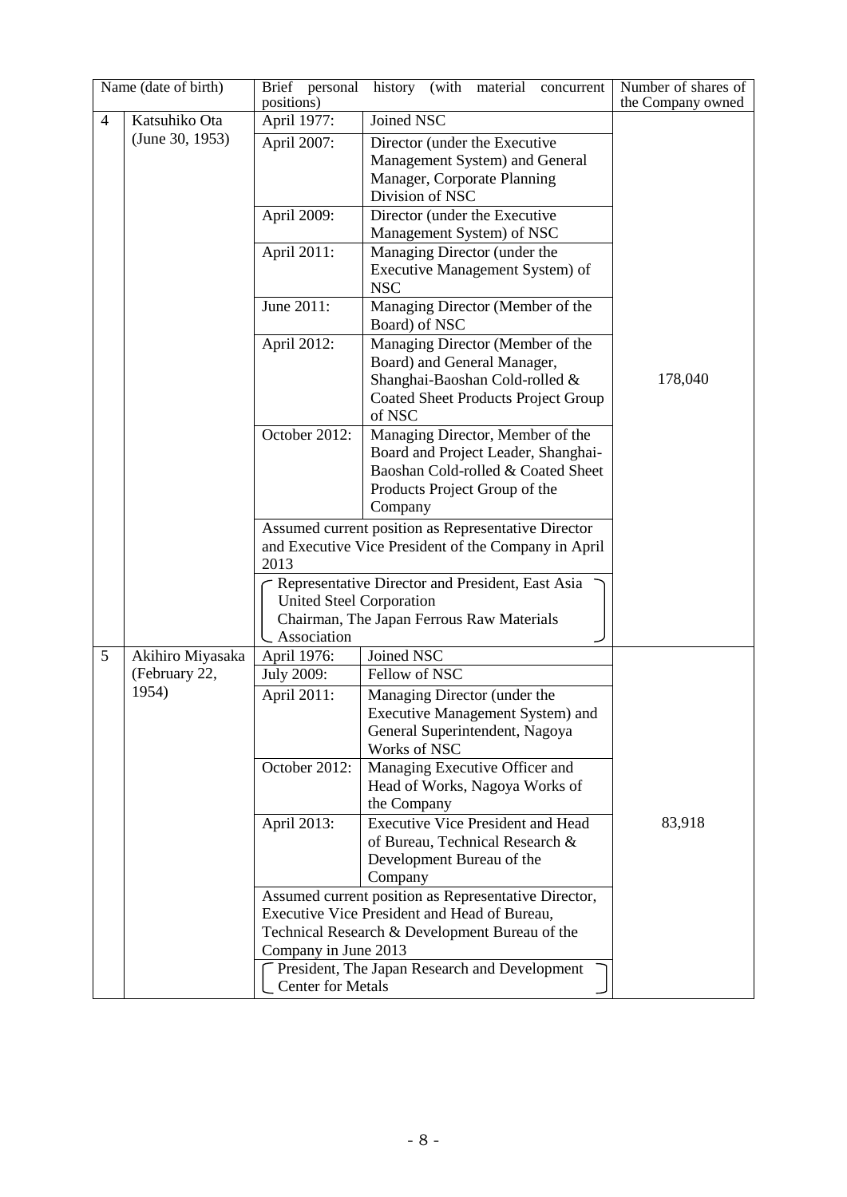| | Name (date of birth) | Brief personal history (with material concurrent positions) | | Number of shares of the Company owned |
|---|---|---|---|---|
| 4 | Katsuhiko Ota (June 30, 1953) | April 1977: | Joined NSC | 178,040 |
| | | April 2007: | Director (under the Executive Management System) and General Manager, Corporate Planning Division of NSC | |
| | | April 2009: | Director (under the Executive Management System) of NSC | |
| | | April 2011: | Managing Director (under the Executive Management System) of NSC | |
| | | June 2011: | Managing Director (Member of the Board) of NSC | |
| | | April 2012: | Managing Director (Member of the Board) and General Manager, Shanghai-Baoshan Cold-rolled & Coated Sheet Products Project Group of NSC | |
| | | October 2012: | Managing Director, Member of the Board and Project Leader, Shanghai-Baoshan Cold-rolled & Coated Sheet Products Project Group of the Company | |
| | | Assumed current position as Representative Director and Executive Vice President of the Company in April 2013 | | |
| | | (Representative Director and President, East Asia United Steel Corporation; Chairman, The Japan Ferrous Raw Materials Association) | | |
| 5 | Akihiro Miyasaka (February 22, 1954) | April 1976: | Joined NSC | 83,918 |
| | | July 2009: | Fellow of NSC | |
| | | April 2011: | Managing Director (under the Executive Management System) and General Superintendent, Nagoya Works of NSC | |
| | | October 2012: | Managing Executive Officer and Head of Works, Nagoya Works of the Company | |
| | | April 2013: | Executive Vice President and Head of Bureau, Technical Research & Development Bureau of the Company | |
| | | Assumed current position as Representative Director, Executive Vice President and Head of Bureau, Technical Research & Development Bureau of the Company in June 2013 | | |
| | | (President, The Japan Research and Development Center for Metals) | | |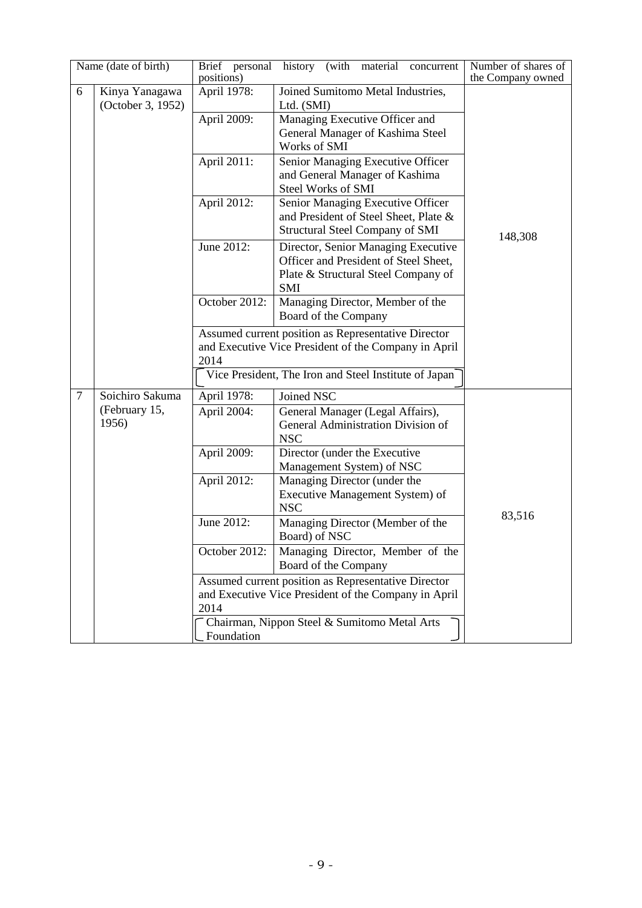| | Name (date of birth) | Brief personal history (with material concurrent positions) | | Number of shares of the Company owned |
|---|---|---|---|---|
| 6 | Kinya Yanagawa (October 3, 1952) | April 1978: | Joined Sumitomo Metal Industries, Ltd. (SMI) | 148,308 |
| | | April 2009: | Managing Executive Officer and General Manager of Kashima Steel Works of SMI | |
| | | April 2011: | Senior Managing Executive Officer and General Manager of Kashima Steel Works of SMI | |
| | | April 2012: | Senior Managing Executive Officer and President of Steel Sheet, Plate & Structural Steel Company of SMI | |
| | | June 2012: | Director, Senior Managing Executive Officer and President of Steel Sheet, Plate & Structural Steel Company of SMI | |
| | | October 2012: | Managing Director, Member of the Board of the Company | |
| | | Assumed current position as Representative Director and Executive Vice President of the Company in April 2014 | | |
| | | (Vice President, The Iron and Steel Institute of Japan) | | |
| 7 | Soichiro Sakuma (February 15, 1956) | April 1978: | Joined NSC | 83,516 |
| | | April 2004: | General Manager (Legal Affairs), General Administration Division of NSC | |
| | | April 2009: | Director (under the Executive Management System) of NSC | |
| | | April 2012: | Managing Director (under the Executive Management System) of NSC | |
| | | June 2012: | Managing Director (Member of the Board) of NSC | |
| | | October 2012: | Managing Director, Member of the Board of the Company | |
| | | Assumed current position as Representative Director and Executive Vice President of the Company in April 2014 | | |
| | | (Chairman, Nippon Steel & Sumitomo Metal Arts Foundation) | | |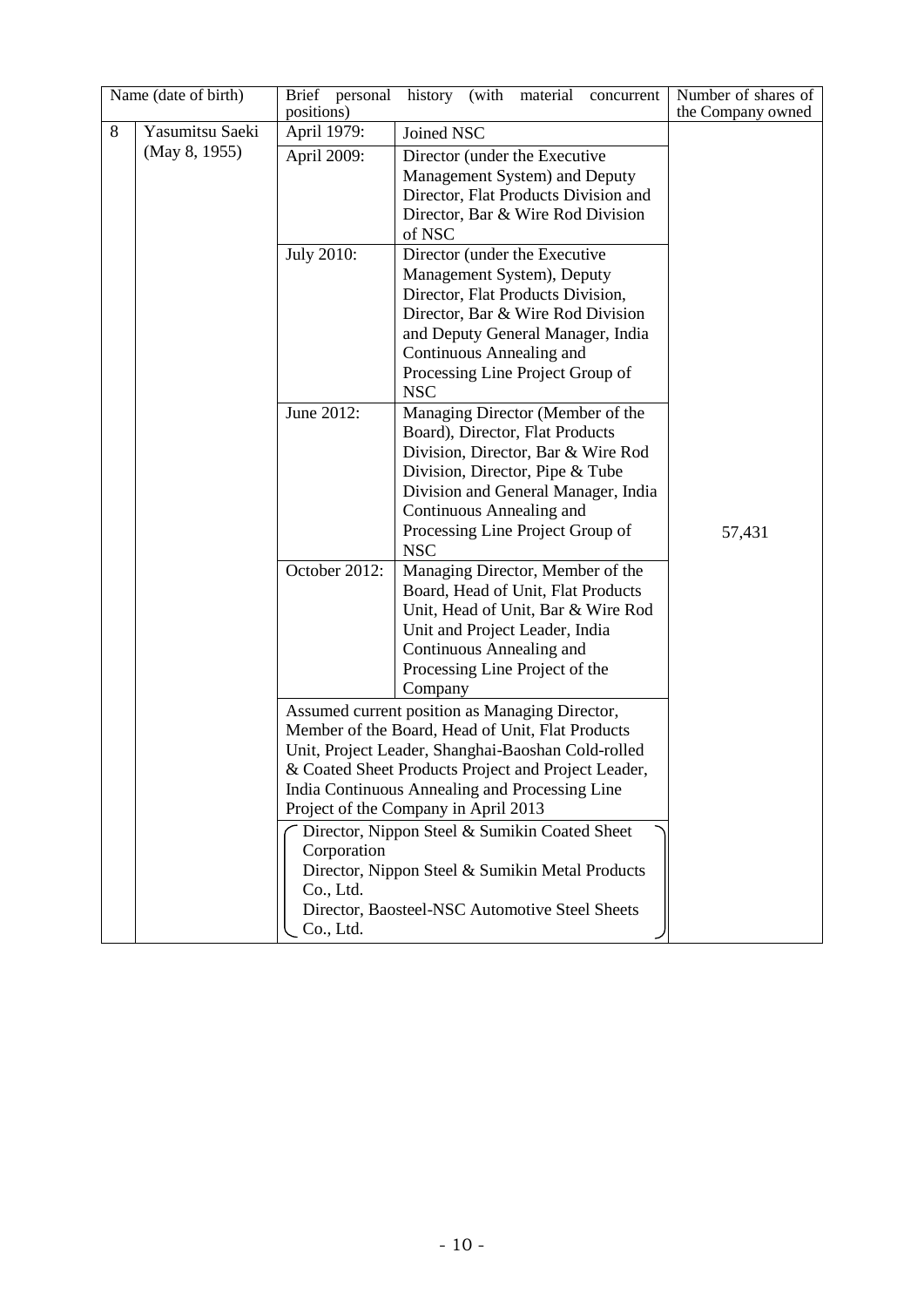| | Name (date of birth) | Brief personal history (with material concurrent positions) | | Number of shares of the Company owned |
|---|---|---|---|---|
| 8 | Yasumitsu Saeki (May 8, 1955) | April 1979: | Joined NSC | 57,431 |
| | | April 2009: | Director (under the Executive Management System) and Deputy Director, Flat Products Division and Director, Bar & Wire Rod Division of NSC | |
| | | July 2010: | Director (under the Executive Management System), Deputy Director, Flat Products Division, Director, Bar & Wire Rod Division and Deputy General Manager, India Continuous Annealing and Processing Line Project Group of NSC | |
| | | June 2012: | Managing Director (Member of the Board), Director, Flat Products Division, Director, Bar & Wire Rod Division, Director, Pipe & Tube Division and General Manager, India Continuous Annealing and Processing Line Project Group of NSC | |
| | | October 2012: | Managing Director, Member of the Board, Head of Unit, Flat Products Unit, Head of Unit, Bar & Wire Rod Unit and Project Leader, India Continuous Annealing and Processing Line Project of the Company | |
| | | Assumed current position as Managing Director, Member of the Board, Head of Unit, Flat Products Unit, Project Leader, Shanghai-Baoshan Cold-rolled & Coated Sheet Products Project and Project Leader, India Continuous Annealing and Processing Line Project of the Company in April 2013 | | |
| | | (Director, Nippon Steel & Sumikin Coated Sheet Corporation<br>Director, Nippon Steel & Sumikin Metal Products Co., Ltd.<br>Director, Baosteel-NSC Automotive Steel Sheets Co., Ltd.) | | |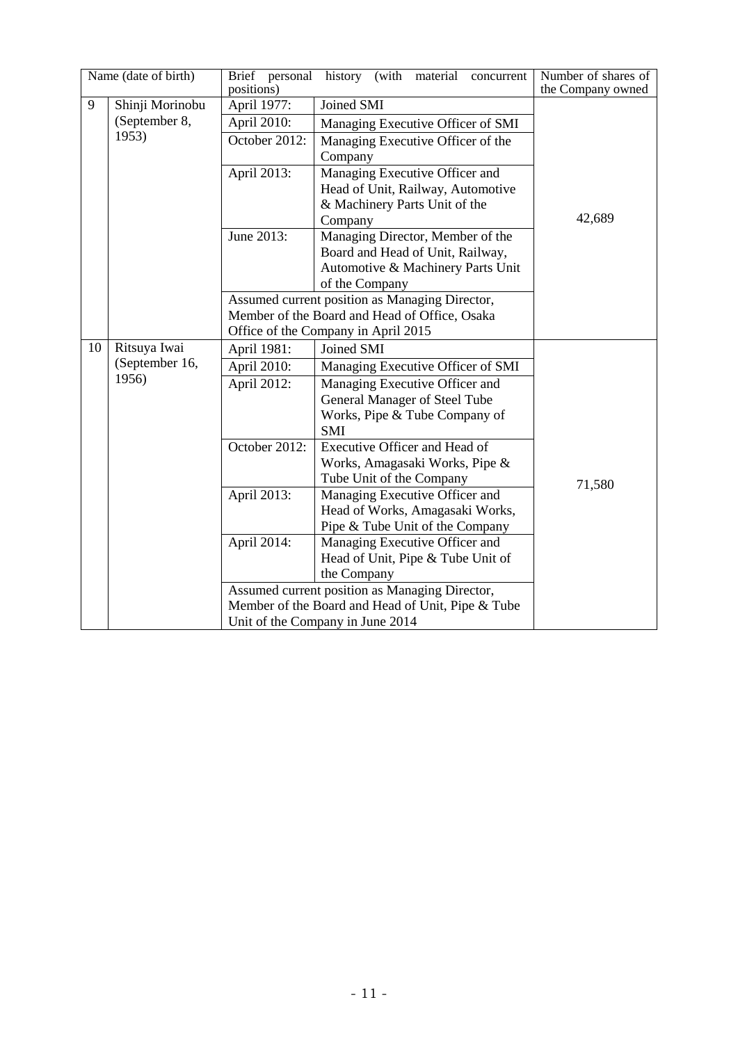| | Name (date of birth) | Brief personal history (with material concurrent positions) | | Number of shares of the Company owned |
|---|---|---|---|---|
| 9 | Shinji Morinobu (September 8, 1953) | April 1977: | Joined SMI | 42,689 |
| | | April 2010: | Managing Executive Officer of SMI | |
| | | October 2012: | Managing Executive Officer of the Company | |
| | | April 2013: | Managing Executive Officer and Head of Unit, Railway, Automotive & Machinery Parts Unit of the Company | |
| | | June 2013: | Managing Director, Member of the Board and Head of Unit, Railway, Automotive & Machinery Parts Unit of the Company | |
| | | Assumed current position as Managing Director, Member of the Board and Head of Office, Osaka Office of the Company in April 2015 | | |
| 10 | Ritsuya Iwai (September 16, 1956) | April 1981: | Joined SMI | 71,580 |
| | | April 2010: | Managing Executive Officer of SMI | |
| | | April 2012: | Managing Executive Officer and General Manager of Steel Tube Works, Pipe & Tube Company of SMI | |
| | | October 2012: | Executive Officer and Head of Works, Amagasaki Works, Pipe & Tube Unit of the Company | |
| | | April 2013: | Managing Executive Officer and Head of Works, Amagasaki Works, Pipe & Tube Unit of the Company | |
| | | April 2014: | Managing Executive Officer and Head of Unit, Pipe & Tube Unit of the Company | |
| | | Assumed current position as Managing Director, Member of the Board and Head of Unit, Pipe & Tube Unit of the Company in June 2014 | | |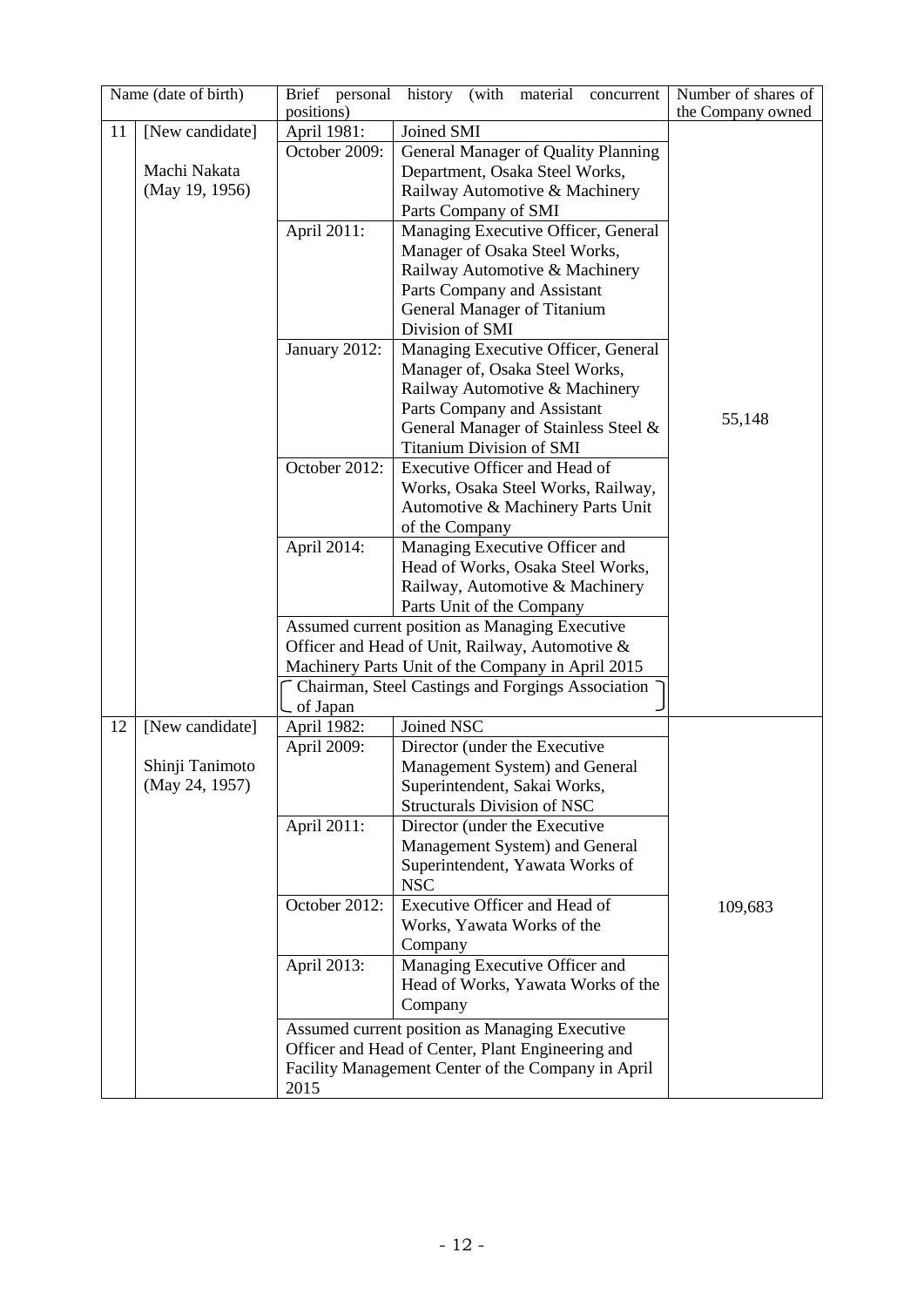| | Name (date of birth) | Brief personal history (with material concurrent positions) | | Number of shares of the Company owned |
|---|---|---|---|---|
| 11 | [New candidate]<br><br>Machi Nakata<br>(May 19, 1956) | April 1981: | Joined SMI | 55,148 |
| | | October 2009: | General Manager of Quality Planning Department, Osaka Steel Works, Railway Automotive & Machinery Parts Company of SMI | |
| | | April 2011: | Managing Executive Officer, General Manager of Osaka Steel Works, Railway Automotive & Machinery Parts Company and Assistant General Manager of Titanium Division of SMI | |
| | | January 2012: | Managing Executive Officer, General Manager of, Osaka Steel Works, Railway Automotive & Machinery Parts Company and Assistant General Manager of Stainless Steel & Titanium Division of SMI | |
| | | October 2012: | Executive Officer and Head of Works, Osaka Steel Works, Railway, Automotive & Machinery Parts Unit of the Company | |
| | | April 2014: | Managing Executive Officer and Head of Works, Osaka Steel Works, Railway, Automotive & Machinery Parts Unit of the Company | |
| | | Assumed current position as Managing Executive Officer and Head of Unit, Railway, Automotive & Machinery Parts Unit of the Company in April 2015<br>(Chairman, Steel Castings and Forgings Association of Japan) | | |
| 12 | [New candidate]<br><br>Shinji Tanimoto<br>(May 24, 1957) | April 1982: | Joined NSC | 109,683 |
| | | April 2009: | Director (under the Executive Management System) and General Superintendent, Sakai Works, Structurals Division of NSC | |
| | | April 2011: | Director (under the Executive Management System) and General Superintendent, Yawata Works of NSC | |
| | | October 2012: | Executive Officer and Head of Works, Yawata Works of the Company | |
| | | April 2013: | Managing Executive Officer and Head of Works, Yawata Works of the Company | |
| | | Assumed current position as Managing Executive Officer and Head of Center, Plant Engineering and Facility Management Center of the Company in April 2015 | | |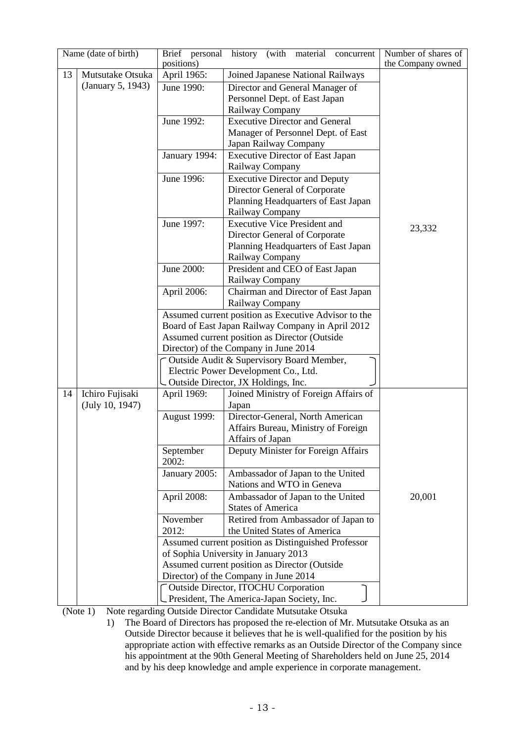| | Name (date of birth) | Brief personal history (with material concurrent positions) | | Number of shares of the Company owned |
|---|---|---|---|---|
| 13 | Mutsutake Otsuka (January 5, 1943) | April 1965: | Joined Japanese National Railways | 23,332 |
| | | June 1990: | Director and General Manager of Personnel Dept. of East Japan Railway Company | |
| | | June 1992: | Executive Director and General Manager of Personnel Dept. of East Japan Railway Company | |
| | | January 1994: | Executive Director of East Japan Railway Company | |
| | | June 1996: | Executive Director and Deputy Director General of Corporate Planning Headquarters of East Japan Railway Company | |
| | | June 1997: | Executive Vice President and Director General of Corporate Planning Headquarters of East Japan Railway Company | |
| | | June 2000: | President and CEO of East Japan Railway Company | |
| | | April 2006: | Chairman and Director of East Japan Railway Company | |
| | | Assumed current position as Executive Advisor to the Board of East Japan Railway Company in April 2012<br>Assumed current position as Director (Outside Director) of the Company in June 2014 | | |
| | | Outside Audit & Supervisory Board Member, Electric Power Development Co., Ltd.<br>Outside Director, JX Holdings, Inc. | | |
| 14 | Ichiro Fujisaki (July 10, 1947) | April 1969: | Joined Ministry of Foreign Affairs of Japan | 20,001 |
| | | August 1999: | Director-General, North American Affairs Bureau, Ministry of Foreign Affairs of Japan | |
| | | September 2002: | Deputy Minister for Foreign Affairs | |
| | | January 2005: | Ambassador of Japan to the United Nations and WTO in Geneva | |
| | | April 2008: | Ambassador of Japan to the United States of America | |
| | | November 2012: | Retired from Ambassador of Japan to the United States of America | |
| | | Assumed current position as Distinguished Professor of Sophia University in January 2013<br>Assumed current position as Director (Outside Director) of the Company in June 2014 | | |
| | | Outside Director, ITOCHU Corporation<br>President, The America-Japan Society, Inc. | | |

(Note 1) Note regarding Outside Director Candidate Mutsutake Otsuka

1) The Board of Directors has proposed the re-election of Mr. Mutsutake Otsuka as an Outside Director because it believes that he is well-qualified for the position by his appropriate action with effective remarks as an Outside Director of the Company since his appointment at the 90th General Meeting of Shareholders held on June 25, 2014 and by his deep knowledge and ample experience in corporate management.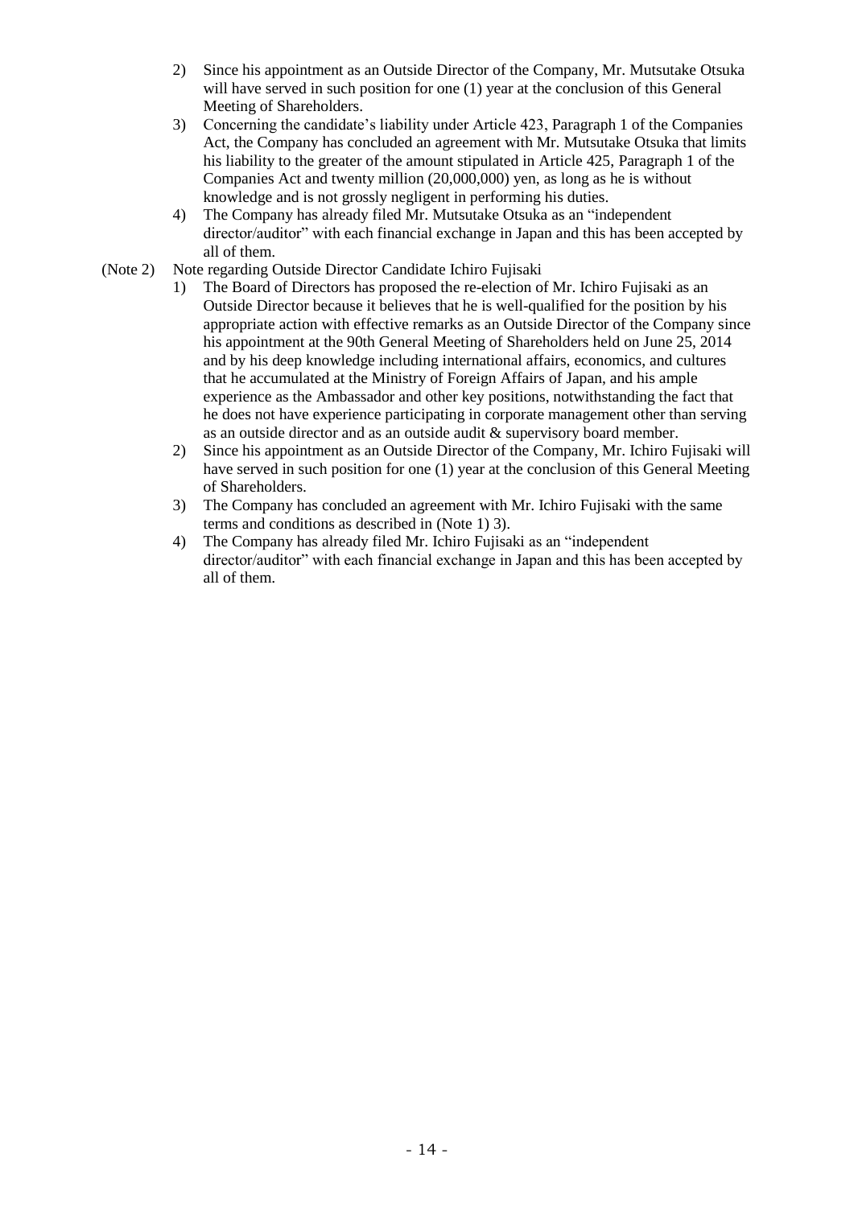2) Since his appointment as an Outside Director of the Company, Mr. Mutsutake Otsuka will have served in such position for one (1) year at the conclusion of this General Meeting of Shareholders.
3) Concerning the candidate's liability under Article 423, Paragraph 1 of the Companies Act, the Company has concluded an agreement with Mr. Mutsutake Otsuka that limits his liability to the greater of the amount stipulated in Article 425, Paragraph 1 of the Companies Act and twenty million (20,000,000) yen, as long as he is without knowledge and is not grossly negligent in performing his duties.
4) The Company has already filed Mr. Mutsutake Otsuka as an "independent director/auditor" with each financial exchange in Japan and this has been accepted by all of them.

(Note 2) Note regarding Outside Director Candidate Ichiro Fujisaki

1) The Board of Directors has proposed the re-election of Mr. Ichiro Fujisaki as an Outside Director because it believes that he is well-qualified for the position by his appropriate action with effective remarks as an Outside Director of the Company since his appointment at the 90th General Meeting of Shareholders held on June 25, 2014 and by his deep knowledge including international affairs, economics, and cultures that he accumulated at the Ministry of Foreign Affairs of Japan, and his ample experience as the Ambassador and other key positions, notwithstanding the fact that he does not have experience participating in corporate management other than serving as an outside director and as an outside audit & supervisory board member.
2) Since his appointment as an Outside Director of the Company, Mr. Ichiro Fujisaki will have served in such position for one (1) year at the conclusion of this General Meeting of Shareholders.
3) The Company has concluded an agreement with Mr. Ichiro Fujisaki with the same terms and conditions as described in (Note 1) 3).
4) The Company has already filed Mr. Ichiro Fujisaki as an "independent director/auditor" with each financial exchange in Japan and this has been accepted by all of them.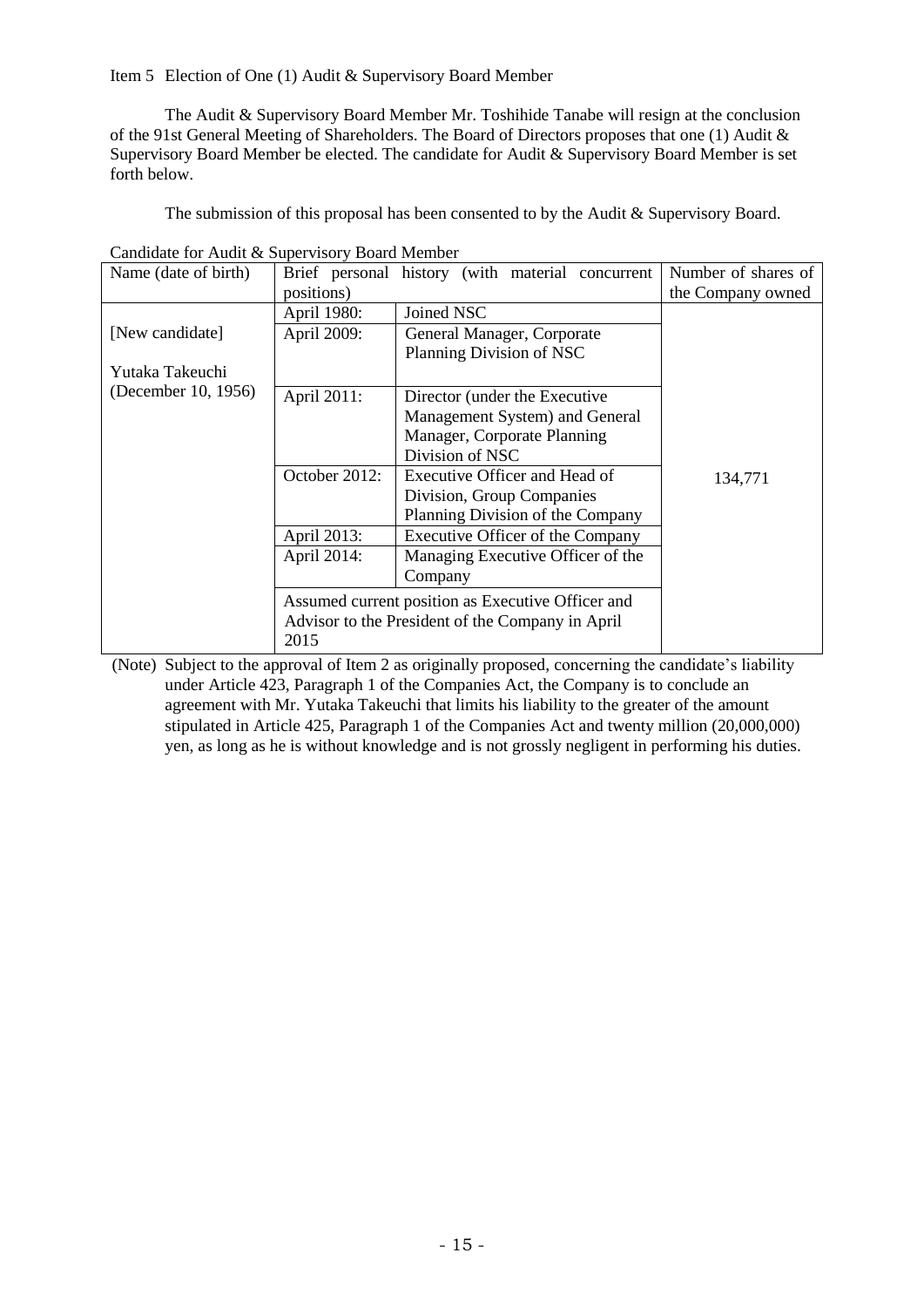Item 5 Election of One (1) Audit & Supervisory Board Member

The Audit & Supervisory Board Member Mr. Toshihide Tanabe will resign at the conclusion of the 91st General Meeting of Shareholders. The Board of Directors proposes that one (1) Audit & Supervisory Board Member be elected. The candidate for Audit & Supervisory Board Member is set forth below.

The submission of this proposal has been consented to by the Audit & Supervisory Board.

Candidate for Audit & Supervisory Board Member

| Name (date of birth) | Brief personal history (with material concurrent positions) | | Number of shares of the Company owned |
|---|---|---|---|
| [New candidate]<br><br>Yutaka Takeuchi<br>(December 10, 1956) | April 1980: | Joined NSC | 134,771 |
| | April 2009: | General Manager, Corporate Planning Division of NSC | |
| | April 2011: | Director (under the Executive Management System) and General Manager, Corporate Planning Division of NSC | |
| | October 2012: | Executive Officer and Head of Division, Group Companies Planning Division of the Company | |
| | April 2013: | Executive Officer of the Company | |
| | April 2014: | Managing Executive Officer of the Company | |
| | Assumed current position as Executive Officer and Advisor to the President of the Company in April 2015 | | |

(Note) Subject to the approval of Item 2 as originally proposed, concerning the candidate's liability under Article 423, Paragraph 1 of the Companies Act, the Company is to conclude an agreement with Mr. Yutaka Takeuchi that limits his liability to the greater of the amount stipulated in Article 425, Paragraph 1 of the Companies Act and twenty million (20,000,000) yen, as long as he is without knowledge and is not grossly negligent in performing his duties.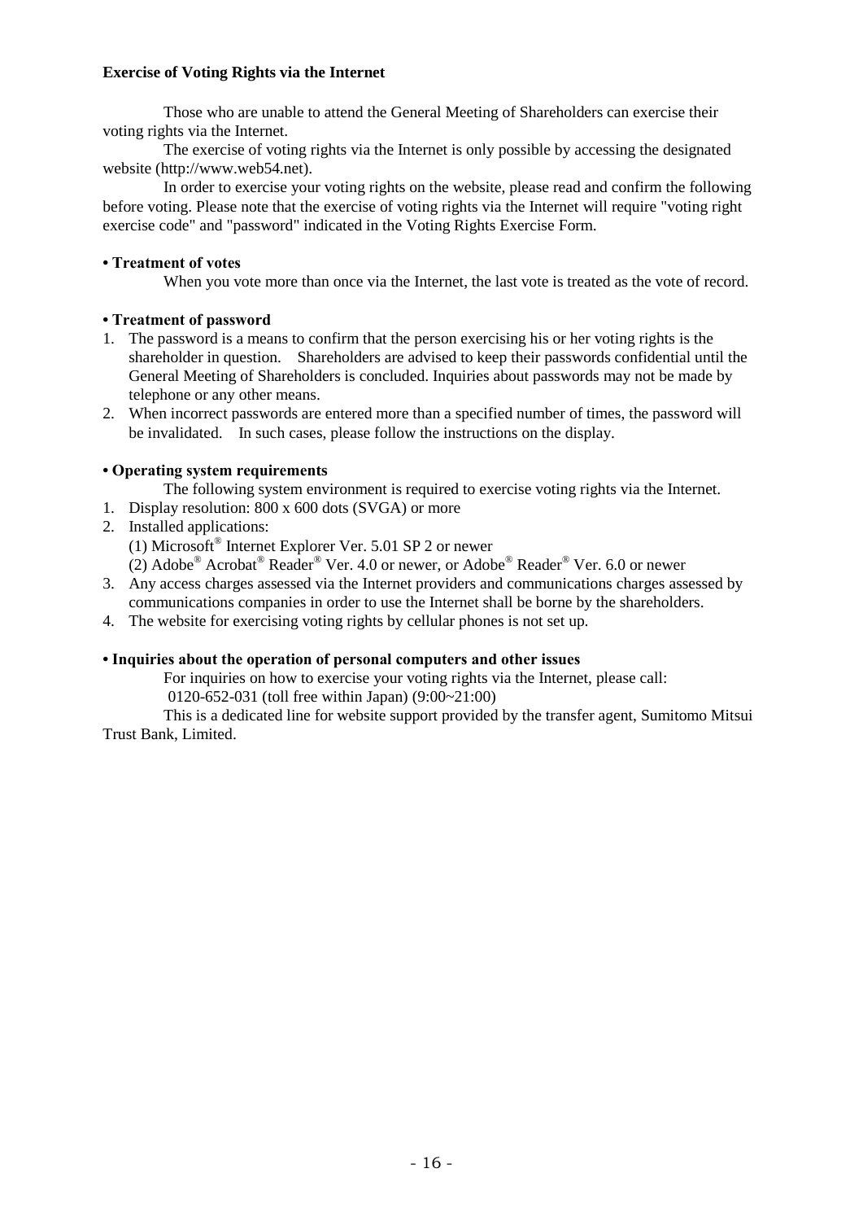**Exercise of Voting Rights via the Internet**

Those who are unable to attend the General Meeting of Shareholders can exercise their voting rights via the Internet.

The exercise of voting rights via the Internet is only possible by accessing the designated website (http://www.web54.net).

In order to exercise your voting rights on the website, please read and confirm the following before voting. Please note that the exercise of voting rights via the Internet will require "voting right exercise code" and "password" indicated in the Voting Rights Exercise Form.

**• Treatment of votes**

When you vote more than once via the Internet, the last vote is treated as the vote of record.

**• Treatment of password**

1. The password is a means to confirm that the person exercising his or her voting rights is the shareholder in question. Shareholders are advised to keep their passwords confidential until the General Meeting of Shareholders is concluded. Inquiries about passwords may not be made by telephone or any other means.
2. When incorrect passwords are entered more than a specified number of times, the password will be invalidated. In such cases, please follow the instructions on the display.

**• Operating system requirements**

The following system environment is required to exercise voting rights via the Internet.

1. Display resolution: 800 x 600 dots (SVGA) or more
2. Installed applications:
   (1) Microsoft® Internet Explorer Ver. 5.01 SP 2 or newer
   (2) Adobe® Acrobat® Reader® Ver. 4.0 or newer, or Adobe® Reader® Ver. 6.0 or newer
3. Any access charges assessed via the Internet providers and communications charges assessed by communications companies in order to use the Internet shall be borne by the shareholders.
4. The website for exercising voting rights by cellular phones is not set up.

**• Inquiries about the operation of personal computers and other issues**

For inquiries on how to exercise your voting rights via the Internet, please call:
0120-652-031 (toll free within Japan) (9:00~21:00)

This is a dedicated line for website support provided by the transfer agent, Sumitomo Mitsui Trust Bank, Limited.